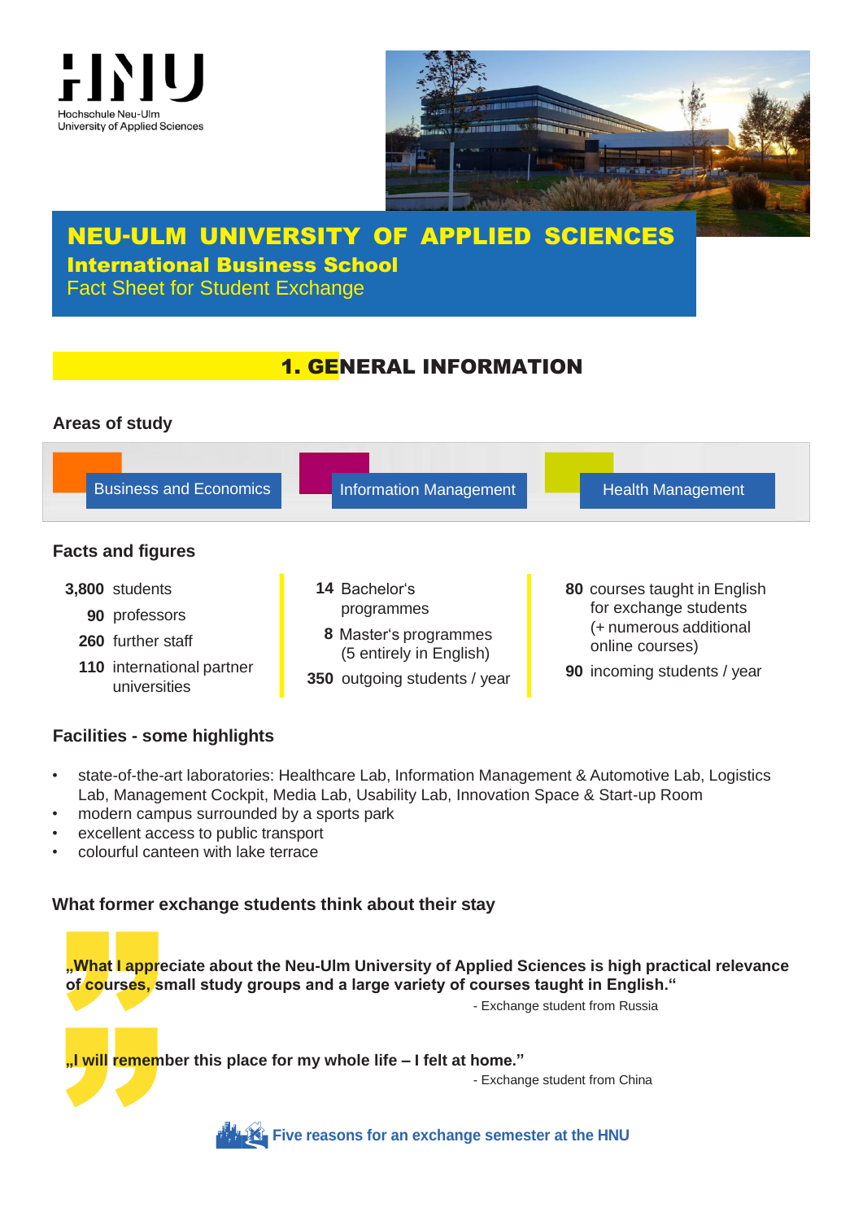HNU
Hochschule Neu-Ulm
University of Applied Sciences

# NEU-ULM UNIVERSITY OF APPLIED SCIENCES

**International Business School**

Fact Sheet for Student Exchange

## 1. GENERAL INFORMATION

### Areas of study

- Business and Economics
- Information Management
- Health Management

### Facts and figures

**3,800** students
**90** professors
**260** further staff
**110** international partner universities

**14** Bachelor's programmes
**8** Master's programmes (5 entirely in English)
**350** outgoing students / year

**80** courses taught in English for exchange students (+ numerous additional online courses)
**90** incoming students / year

### Facilities - some highlights

- state-of-the-art laboratories: Healthcare Lab, Information Management & Automotive Lab, Logistics Lab, Management Cockpit, Media Lab, Usability Lab, Innovation Space & Start-up Room
- modern campus surrounded by a sports park
- excellent access to public transport
- colourful canteen with lake terrace

### What former exchange students think about their stay

**„What I appreciate about the Neu-Ulm University of Applied Sciences is high practical relevance of courses, small study groups and a large variety of courses taught in English."**

- Exchange student from Russia

**„I will remember this place for my whole life – I felt at home."**

- Exchange student from China

**Five reasons for an exchange semester at the HNU**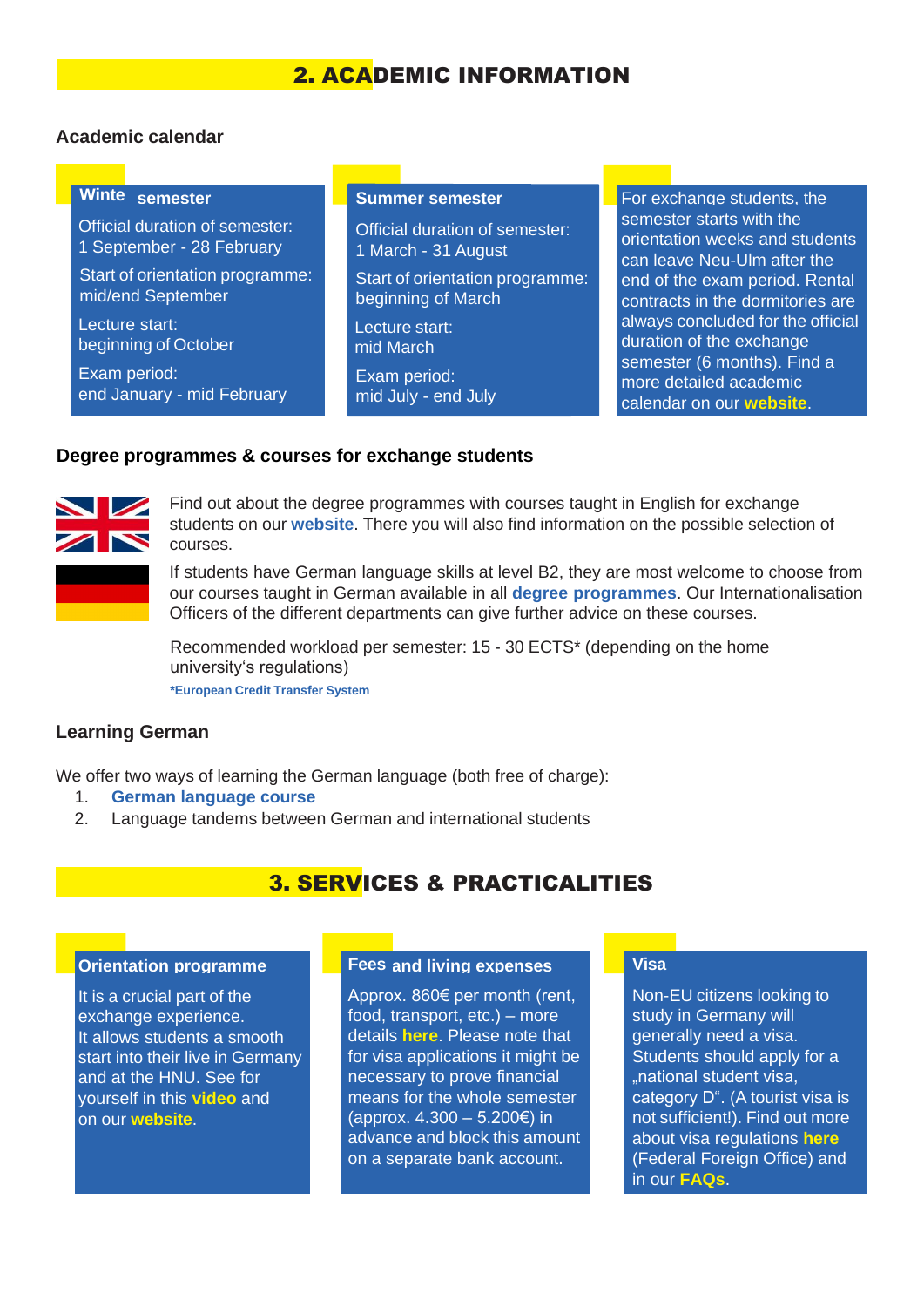## 2. ACADEMIC INFORMATION

### Academic calendar

**Winter semester**

Official duration of semester: 1 September - 28 February

Start of orientation programme: mid/end September

Lecture start: beginning of October

Exam period: end January - mid February

**Summer semester**

Official duration of semester: 1 March - 31 August

Start of orientation programme: beginning of March

Lecture start: mid March

Exam period: mid July - end July

For exchange students, the semester starts with the orientation weeks and students can leave Neu-Ulm after the end of the exam period. Rental contracts in the dormitories are always concluded for the official duration of the exchange semester (6 months). Find a more detailed academic calendar on our **website**.

### Degree programmes & courses for exchange students

Find out about the degree programmes with courses taught in English for exchange students on our **website**. There you will also find information on the possible selection of courses.

If students have German language skills at level B2, they are most welcome to choose from our courses taught in German available in all **degree programmes**. Our Internationalisation Officers of the different departments can give further advice on these courses.

Recommended workload per semester: 15 - 30 ECTS* (depending on the home university's regulations)

***European Credit Transfer System**

### Learning German

We offer two ways of learning the German language (both free of charge):

1. **German language course**
2. Language tandems between German and international students

## 3. SERVICES & PRACTICALITIES

**Orientation programme**

It is a crucial part of the exchange experience. It allows students a smooth start into their live in Germany and at the HNU. See for yourself in this **video** and on our **website**.

**Fees and living expenses**

Approx. 860€ per month (rent, food, transport, etc.) – more details **here**. Please note that for visa applications it might be necessary to prove financial means for the whole semester (approx. 4.300 – 5.200€) in advance and block this amount on a separate bank account.

**Visa**

Non-EU citizens looking to study in Germany will generally need a visa. Students should apply for a „national student visa, category D". (A tourist visa is not sufficient!). Find out more about visa regulations **here** (Federal Foreign Office) and in our **FAQs**.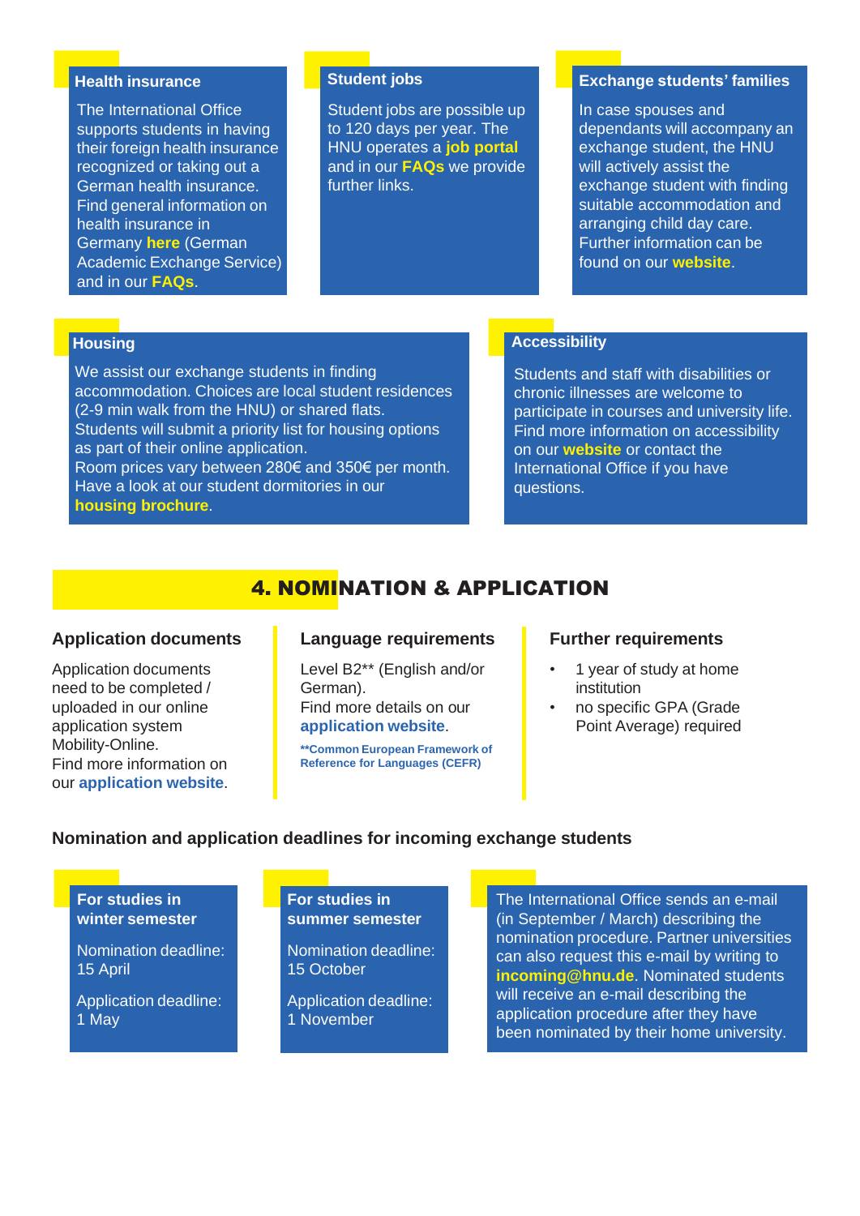### Health insurance

The International Office supports students in having their foreign health insurance recognized or taking out a German health insurance. Find general information on health insurance in Germany **here** (German Academic Exchange Service) and in our **FAQs**.

### Student jobs

Student jobs are possible up to 120 days per year. The HNU operates a **job portal** and in our **FAQs** we provide further links.

### Exchange students' families

In case spouses and dependants will accompany an exchange student, the HNU will actively assist the exchange student with finding suitable accommodation and arranging child day care. Further information can be found on our **website**.

### Housing

We assist our exchange students in finding accommodation. Choices are local student residences (2-9 min walk from the HNU) or shared flats. Students will submit a priority list for housing options as part of their online application.
Room prices vary between 280€ and 350€ per month. Have a look at our student dormitories in our **housing brochure**.

### Accessibility

Students and staff with disabilities or chronic illnesses are welcome to participate in courses and university life. Find more information on accessibility on our **website** or contact the International Office if you have questions.

## 4. NOMINATION & APPLICATION

### Application documents

Application documents need to be completed / uploaded in our online application system Mobility-Online.
Find more information on our **application website**.

### Language requirements

Level B2** (English and/or German).
Find more details on our **application website**.

**\*\*Common European Framework of Reference for Languages (CEFR)**

### Further requirements

- 1 year of study at home institution
- no specific GPA (Grade Point Average) required

### Nomination and application deadlines for incoming exchange students

**For studies in winter semester**

Nomination deadline: 15 April

Application deadline: 1 May

**For studies in summer semester**

Nomination deadline: 15 October

Application deadline: 1 November

The International Office sends an e-mail (in September / March) describing the nomination procedure. Partner universities can also request this e-mail by writing to **incoming@hnu.de**. Nominated students will receive an e-mail describing the application procedure after they have been nominated by their home university.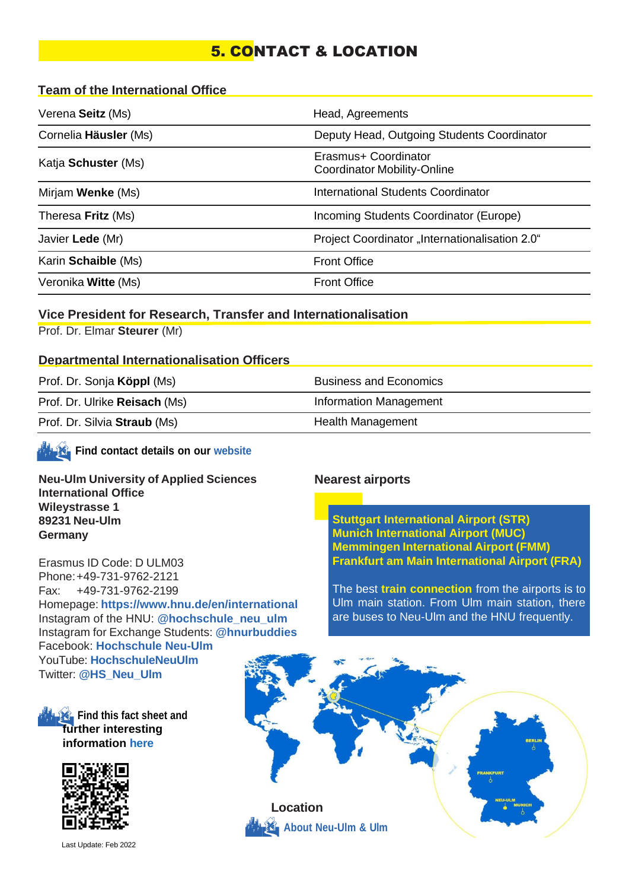# 5. CONTACT & LOCATION

## Team of the International Office

| | |
|---|---|
| Verena **Seitz** (Ms) | Head, Agreements |
| Cornelia **Häusler** (Ms) | Deputy Head, Outgoing Students Coordinator |
| Katja **Schuster** (Ms) | Erasmus+ Coordinator<br>Coordinator Mobility-Online |
| Mirjam **Wenke** (Ms) | International Students Coordinator |
| Theresa **Fritz** (Ms) | Incoming Students Coordinator (Europe) |
| Javier **Lede** (Mr) | Project Coordinator „Internationalisation 2.0“ |
| Karin **Schaible** (Ms) | Front Office |
| Veronika **Witte** (Ms) | Front Office |

## Vice President for Research, Transfer and Internationalisation

Prof. Dr. Elmar **Steurer** (Mr)

## Departmental Internationalisation Officers

| | |
|---|---|
| Prof. Dr. Sonja **Köppl** (Ms) | Business and Economics |
| Prof. Dr. Ulrike **Reisach** (Ms) | Information Management |
| Prof. Dr. Silvia **Straub** (Ms) | Health Management |

**Find contact details on our website**

**Neu-Ulm University of Applied Sciences**
**International Office**
**Wileystrasse 1**
**89231 Neu-Ulm**
**Germany**

Erasmus ID Code: D ULM03
Phone: +49-731-9762-2121
Fax: +49-731-9762-2199
Homepage: **https://www.hnu.de/en/international**
Instagram of the HNU: **@hochschule_neu_ulm**
Instagram for Exchange Students: **@hnurbuddies**
Facebook: **Hochschule Neu-Ulm**
YouTube: **HochschuleNeuUlm**
Twitter: **@HS_Neu_Ulm**

**Find this fact sheet and further interesting information here**

## Nearest airports

**Stuttgart International Airport (STR)**
**Munich International Airport (MUC)**
**Memmingen International Airport (FMM)**
**Frankfurt am Main International Airport (FRA)**

The best **train connection** from the airports is to Ulm main station. From Ulm main station, there are buses to Neu-Ulm and the HNU frequently.

BERLIN
FRANKFURT
NEU-ULM
MUNICH

**Location**

**About Neu-Ulm & Ulm**

Last Update: Feb 2022